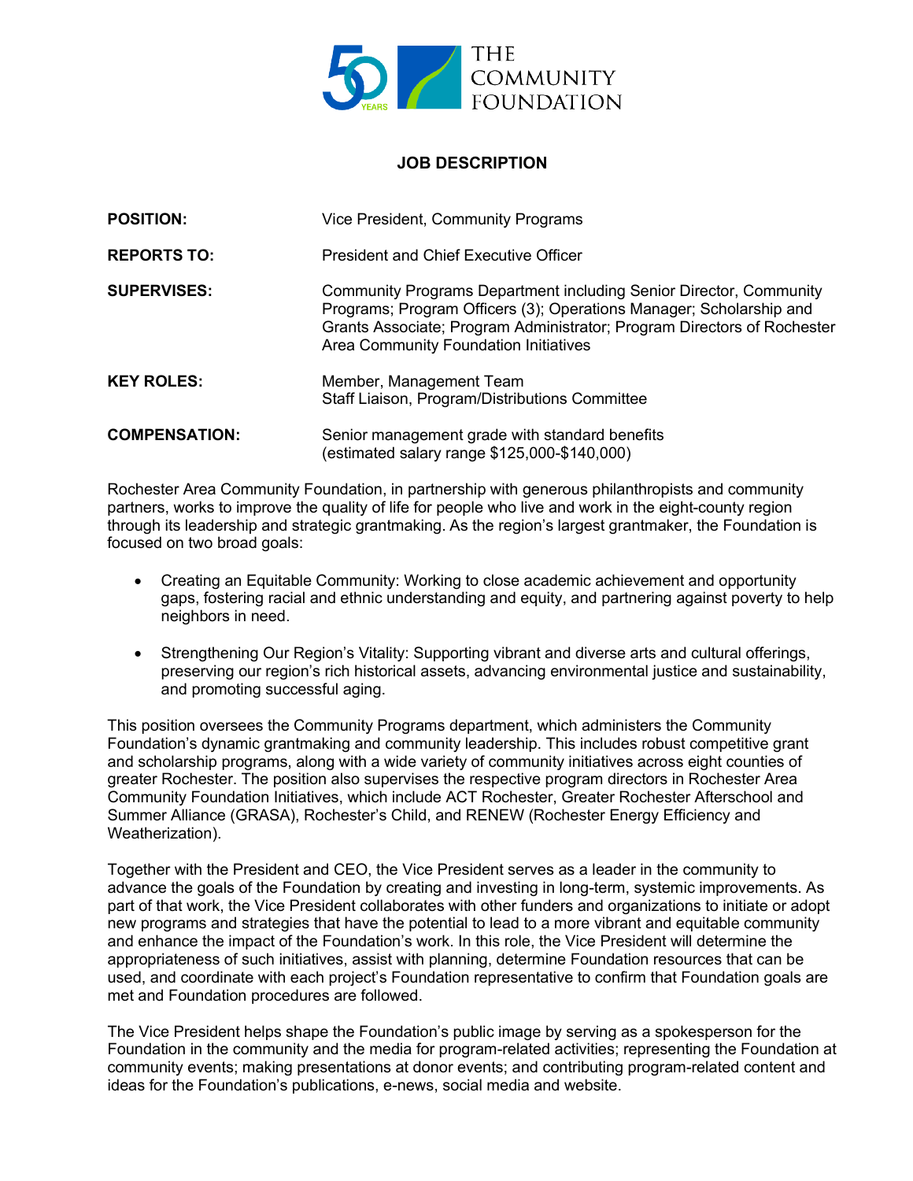THE COMMUNITY FOUNDATION

# JOB DESCRIPTION

**POSITION:** Vice President, Community Programs

**REPORTS TO:** President and Chief Executive Officer

**SUPERVISES:** Community Programs Department including Senior Director, Community Programs; Program Officers (3); Operations Manager; Scholarship and Grants Associate; Program Administrator; Program Directors of Rochester Area Community Foundation Initiatives

**KEY ROLES:** Member, Management Team
Staff Liaison, Program/Distributions Committee

**COMPENSATION:** Senior management grade with standard benefits
(estimated salary range $125,000-$140,000)

Rochester Area Community Foundation, in partnership with generous philanthropists and community partners, works to improve the quality of life for people who live and work in the eight-county region through its leadership and strategic grantmaking. As the region's largest grantmaker, the Foundation is focused on two broad goals:

- Creating an Equitable Community: Working to close academic achievement and opportunity gaps, fostering racial and ethnic understanding and equity, and partnering against poverty to help neighbors in need.

- Strengthening Our Region's Vitality: Supporting vibrant and diverse arts and cultural offerings, preserving our region's rich historical assets, advancing environmental justice and sustainability, and promoting successful aging.

This position oversees the Community Programs department, which administers the Community Foundation's dynamic grantmaking and community leadership. This includes robust competitive grant and scholarship programs, along with a wide variety of community initiatives across eight counties of greater Rochester. The position also supervises the respective program directors in Rochester Area Community Foundation Initiatives, which include ACT Rochester, Greater Rochester Afterschool and Summer Alliance (GRASA), Rochester's Child, and RENEW (Rochester Energy Efficiency and Weatherization).

Together with the President and CEO, the Vice President serves as a leader in the community to advance the goals of the Foundation by creating and investing in long-term, systemic improvements. As part of that work, the Vice President collaborates with other funders and organizations to initiate or adopt new programs and strategies that have the potential to lead to a more vibrant and equitable community and enhance the impact of the Foundation's work. In this role, the Vice President will determine the appropriateness of such initiatives, assist with planning, determine Foundation resources that can be used, and coordinate with each project's Foundation representative to confirm that Foundation goals are met and Foundation procedures are followed.

The Vice President helps shape the Foundation's public image by serving as a spokesperson for the Foundation in the community and the media for program-related activities; representing the Foundation at community events; making presentations at donor events; and contributing program-related content and ideas for the Foundation's publications, e-news, social media and website.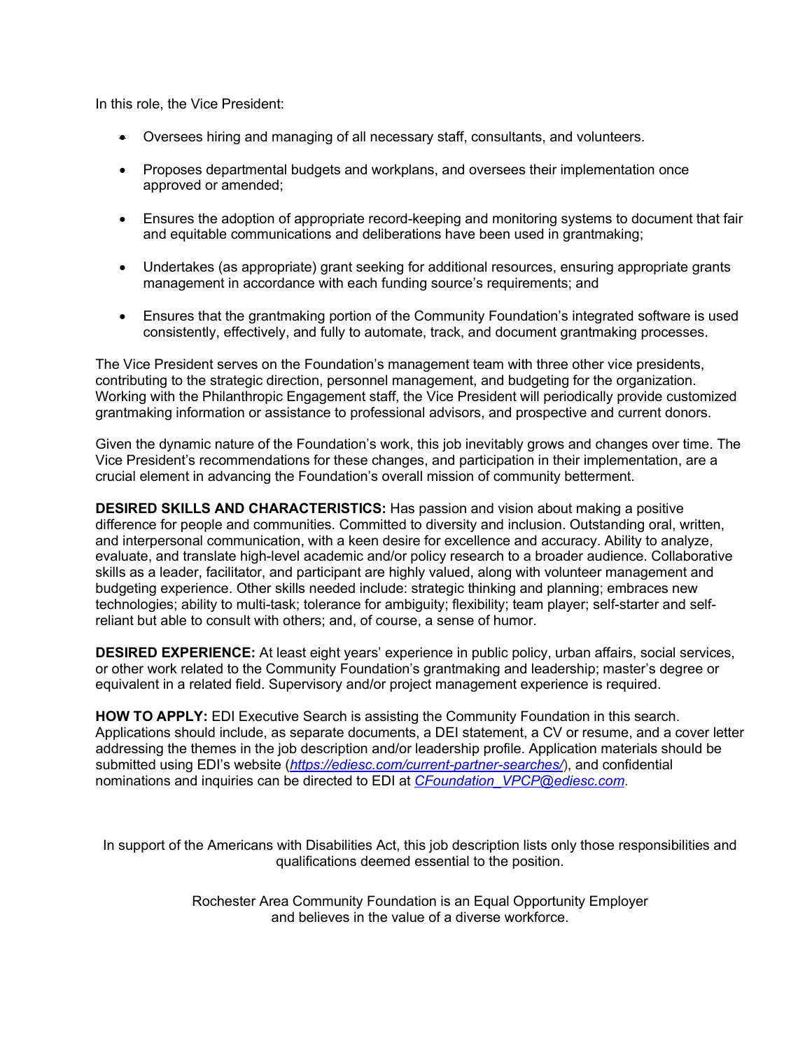In this role, the Vice President:

- Oversees hiring and managing of all necessary staff, consultants, and volunteers.
- Proposes departmental budgets and workplans, and oversees their implementation once approved or amended;
- Ensures the adoption of appropriate record-keeping and monitoring systems to document that fair and equitable communications and deliberations have been used in grantmaking;
- Undertakes (as appropriate) grant seeking for additional resources, ensuring appropriate grants management in accordance with each funding source's requirements; and
- Ensures that the grantmaking portion of the Community Foundation's integrated software is used consistently, effectively, and fully to automate, track, and document grantmaking processes.

The Vice President serves on the Foundation's management team with three other vice presidents, contributing to the strategic direction, personnel management, and budgeting for the organization. Working with the Philanthropic Engagement staff, the Vice President will periodically provide customized grantmaking information or assistance to professional advisors, and prospective and current donors.

Given the dynamic nature of the Foundation's work, this job inevitably grows and changes over time. The Vice President's recommendations for these changes, and participation in their implementation, are a crucial element in advancing the Foundation's overall mission of community betterment.

**DESIRED SKILLS AND CHARACTERISTICS:** Has passion and vision about making a positive difference for people and communities. Committed to diversity and inclusion. Outstanding oral, written, and interpersonal communication, with a keen desire for excellence and accuracy. Ability to analyze, evaluate, and translate high-level academic and/or policy research to a broader audience. Collaborative skills as a leader, facilitator, and participant are highly valued, along with volunteer management and budgeting experience. Other skills needed include: strategic thinking and planning; embraces new technologies; ability to multi-task; tolerance for ambiguity; flexibility; team player; self-starter and self-reliant but able to consult with others; and, of course, a sense of humor.

**DESIRED EXPERIENCE:** At least eight years' experience in public policy, urban affairs, social services, or other work related to the Community Foundation's grantmaking and leadership; master's degree or equivalent in a related field. Supervisory and/or project management experience is required.

**HOW TO APPLY:** EDI Executive Search is assisting the Community Foundation in this search. Applications should include, as separate documents, a DEI statement, a CV or resume, and a cover letter addressing the themes in the job description and/or leadership profile. Application materials should be submitted using EDI's website (*https://ediesc.com/current-partner-searches/*), and confidential nominations and inquiries can be directed to EDI at *CFoundation_VPCP@ediesc.com*.

In support of the Americans with Disabilities Act, this job description lists only those responsibilities and qualifications deemed essential to the position.

Rochester Area Community Foundation is an Equal Opportunity Employer and believes in the value of a diverse workforce.